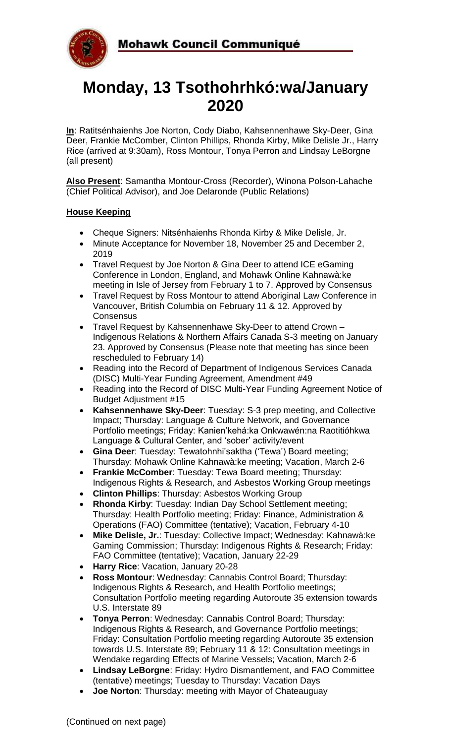**Mohawk Council Communiqué**

# Monday, 13 Tsothohrhkó:wa/January 2020

**In**: Ratitsénhaienhs Joe Norton, Cody Diabo, Kahsennenhawe Sky-Deer, Gina Deer, Frankie McComber, Clinton Phillips, Rhonda Kirby, Mike Delisle Jr., Harry Rice (arrived at 9:30am), Ross Montour, Tonya Perron and Lindsay LeBorgne (all present)

**Also Present**: Samantha Montour-Cross (Recorder), Winona Polson-Lahache (Chief Political Advisor), and Joe Delaronde (Public Relations)

**House Keeping**

- Cheque Signers: Nitsénhaienhs Rhonda Kirby & Mike Delisle, Jr.
- Minute Acceptance for November 18, November 25 and December 2, 2019
- Travel Request by Joe Norton & Gina Deer to attend ICE eGaming Conference in London, England, and Mohawk Online Kahnawà:ke meeting in Isle of Jersey from February 1 to 7. Approved by Consensus
- Travel Request by Ross Montour to attend Aboriginal Law Conference in Vancouver, British Columbia on February 11 & 12. Approved by Consensus
- Travel Request by Kahsennenhawe Sky-Deer to attend Crown – Indigenous Relations & Northern Affairs Canada S-3 meeting on January 23. Approved by Consensus (Please note that meeting has since been rescheduled to February 14)
- Reading into the Record of Department of Indigenous Services Canada (DISC) Multi-Year Funding Agreement, Amendment #49
- Reading into the Record of DISC Multi-Year Funding Agreement Notice of Budget Adjustment #15
- **Kahsennenhawe Sky-Deer**: Tuesday: S-3 prep meeting, and Collective Impact; Thursday: Language & Culture Network, and Governance Portfolio meetings; Friday: Kanien'kehá:ka Onkwawén:na Raotitióhkwa Language & Cultural Center, and 'sober' activity/event
- **Gina Deer**: Tuesday: Tewatohnhi'saktha ('Tewa') Board meeting; Thursday: Mohawk Online Kahnawà:ke meeting; Vacation, March 2-6
- **Frankie McComber**: Tuesday: Tewa Board meeting; Thursday: Indigenous Rights & Research, and Asbestos Working Group meetings
- **Clinton Phillips**: Thursday: Asbestos Working Group
- **Rhonda Kirby**: Tuesday: Indian Day School Settlement meeting; Thursday: Health Portfolio meeting; Friday: Finance, Administration & Operations (FAO) Committee (tentative); Vacation, February 4-10
- **Mike Delisle, Jr.**: Tuesday: Collective Impact; Wednesday: Kahnawà:ke Gaming Commission; Thursday: Indigenous Rights & Research; Friday: FAO Committee (tentative); Vacation, January 22-29
- **Harry Rice**: Vacation, January 20-28
- **Ross Montour**: Wednesday: Cannabis Control Board; Thursday: Indigenous Rights & Research, and Health Portfolio meetings; Consultation Portfolio meeting regarding Autoroute 35 extension towards U.S. Interstate 89
- **Tonya Perron**: Wednesday: Cannabis Control Board; Thursday: Indigenous Rights & Research, and Governance Portfolio meetings; Friday: Consultation Portfolio meeting regarding Autoroute 35 extension towards U.S. Interstate 89; February 11 & 12: Consultation meetings in Wendake regarding Effects of Marine Vessels; Vacation, March 2-6
- **Lindsay LeBorgne**: Friday: Hydro Dismantlement, and FAO Committee (tentative) meetings; Tuesday to Thursday: Vacation Days
- **Joe Norton**: Thursday: meeting with Mayor of Chateauguay

(Continued on next page)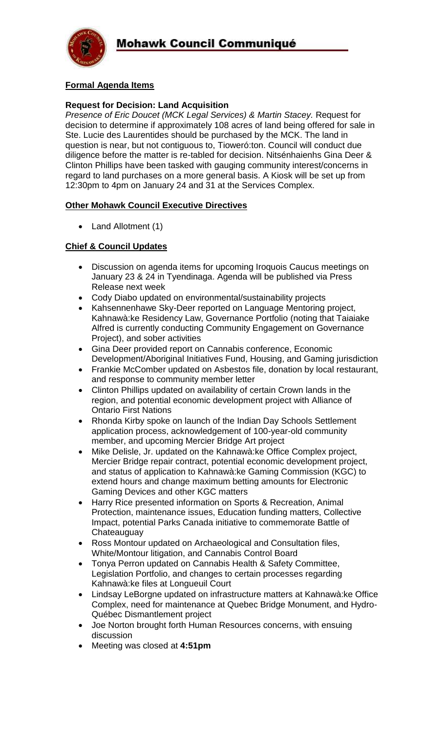## **Formal Agenda Items**

### Request for Decision: Land Acquisition

*Presence of Eric Doucet (MCK Legal Services) & Martin Stacey.* Request for decision to determine if approximately 108 acres of land being offered for sale in Ste. Lucie des Laurentides should be purchased by the MCK. The land in question is near, but not contiguous to, Tioweró:ton. Council will conduct due diligence before the matter is re-tabled for decision. Nitsénhaienhs Gina Deer & Clinton Phillips have been tasked with gauging community interest/concerns in regard to land purchases on a more general basis. A Kiosk will be set up from 12:30pm to 4pm on January 24 and 31 at the Services Complex.

## **Other Mohawk Council Executive Directives**

- Land Allotment (1)

## **Chief & Council Updates**

- Discussion on agenda items for upcoming Iroquois Caucus meetings on January 23 & 24 in Tyendinaga. Agenda will be published via Press Release next week
- Cody Diabo updated on environmental/sustainability projects
- Kahsennenhawe Sky-Deer reported on Language Mentoring project, Kahnawà:ke Residency Law, Governance Portfolio (noting that Taiaiake Alfred is currently conducting Community Engagement on Governance Project), and sober activities
- Gina Deer provided report on Cannabis conference, Economic Development/Aboriginal Initiatives Fund, Housing, and Gaming jurisdiction
- Frankie McComber updated on Asbestos file, donation by local restaurant, and response to community member letter
- Clinton Phillips updated on availability of certain Crown lands in the region, and potential economic development project with Alliance of Ontario First Nations
- Rhonda Kirby spoke on launch of the Indian Day Schools Settlement application process, acknowledgement of 100-year-old community member, and upcoming Mercier Bridge Art project
- Mike Delisle, Jr. updated on the Kahnawà:ke Office Complex project, Mercier Bridge repair contract, potential economic development project, and status of application to Kahnawà:ke Gaming Commission (KGC) to extend hours and change maximum betting amounts for Electronic Gaming Devices and other KGC matters
- Harry Rice presented information on Sports & Recreation, Animal Protection, maintenance issues, Education funding matters, Collective Impact, potential Parks Canada initiative to commemorate Battle of Chateauguay
- Ross Montour updated on Archaeological and Consultation files, White/Montour litigation, and Cannabis Control Board
- Tonya Perron updated on Cannabis Health & Safety Committee, Legislation Portfolio, and changes to certain processes regarding Kahnawà:ke files at Longueuil Court
- Lindsay LeBorgne updated on infrastructure matters at Kahnawà:ke Office Complex, need for maintenance at Quebec Bridge Monument, and Hydro-Québec Dismantlement project
- Joe Norton brought forth Human Resources concerns, with ensuing discussion
- Meeting was closed at **4:51pm**